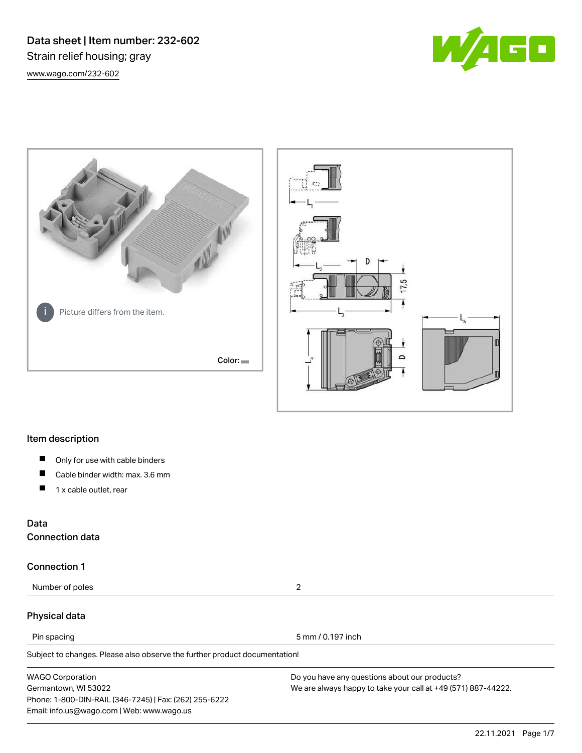# Data sheet | Item number: 232-602

Strain relief housing; gray

www.wago.com/232-602

Picture differs from the item.

Color:

## Item description

- Only for use with cable binders
- Cable binder width: max. 3.6 mm
- 1 x cable outlet, rear

## Data

### Connection data

### Connection 1

| Number of poles | 2 |
|---|---|

### Physical data

| Pin spacing | 5 mm / 0.197 inch |
|---|---|

Subject to changes. Please also observe the further product documentation!

WAGO Corporation
Germantown, WI 53022
Phone: 1-800-DIN-RAIL (346-7245) | Fax: (262) 255-6222
Email: info.us@wago.com | Web: www.wago.us

Do you have any questions about our products?
We are always happy to take your call at +49 (571) 887-44222.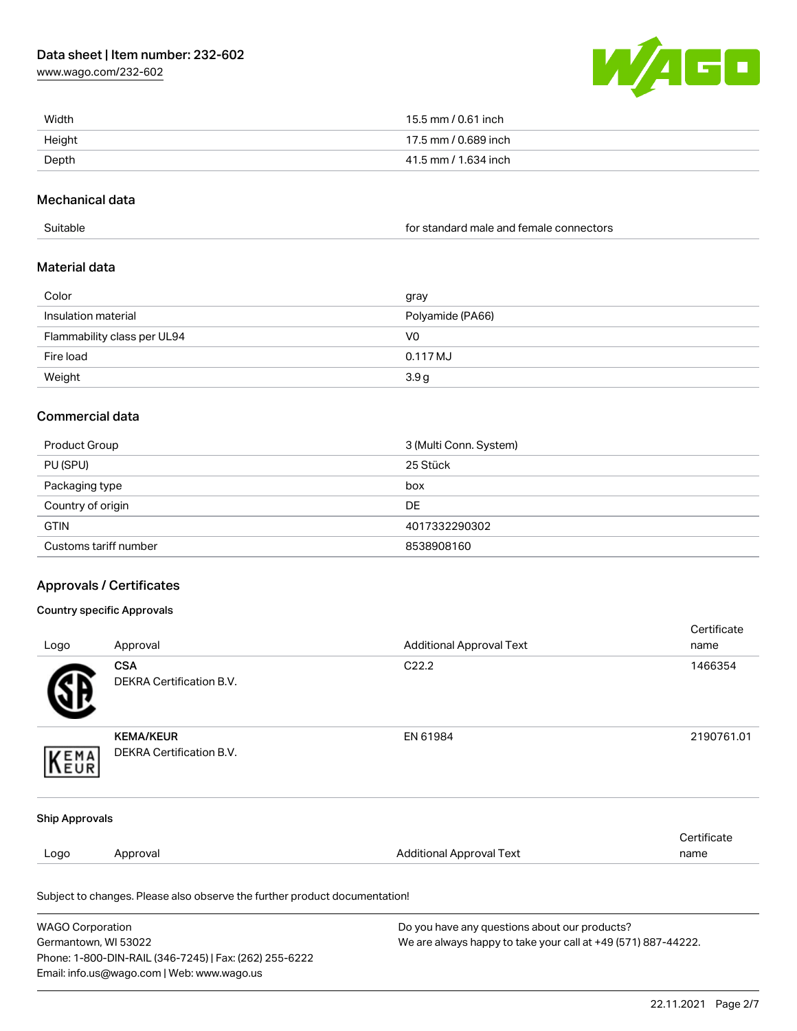| Width | 15.5 mm / 0.61 inch |
| --- | --- |
| Height | 17.5 mm / 0.689 inch |
| Depth | 41.5 mm / 1.634 inch |

## Mechanical data

| Suitable | for standard male and female connectors |
| --- | --- |

## Material data

| Color | gray |
| --- | --- |
| Insulation material | Polyamide (PA66) |
| Flammability class per UL94 | V0 |
| Fire load | 0.117 MJ |
| Weight | 3.9 g |

## Commercial data

| Product Group | 3 (Multi Conn. System) |
| --- | --- |
| PU (SPU) | 25 Stück |
| Packaging type | box |
| Country of origin | DE |
| GTIN | 4017332290302 |
| Customs tariff number | 8538908160 |

## Approvals / Certificates

### Country specific Approvals

| Logo | Approval | Additional Approval Text | Certificate name |
| --- | --- | --- | --- |
| | **CSA** DEKRA Certification B.V. | C22.2 | 1466354 |
| | **KEMA/KEUR** DEKRA Certification B.V. | EN 61984 | 2190761.01 |

### Ship Approvals

| Logo | Approval | Additional Approval Text | Certificate name |
| --- | --- | --- | --- |

Subject to changes. Please also observe the further product documentation!

WAGO Corporation
Germantown, WI 53022
Phone: 1-800-DIN-RAIL (346-7245) | Fax: (262) 255-6222
Email: info.us@wago.com | Web: www.wago.us

Do you have any questions about our products?
We are always happy to take your call at +49 (571) 887-44222.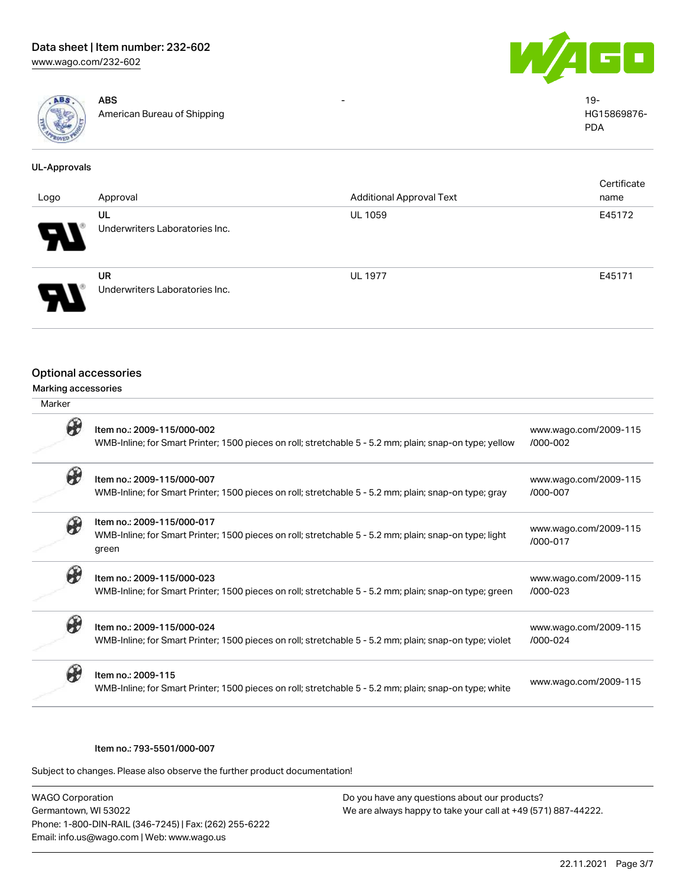| | | | |
|---|---|---|---|
| | ABS<br>American Bureau of Shipping | - | 19-HG15869876-PDA |

**UL-Approvals**

| Logo | Approval | Additional Approval Text | Certificate name |
|---|---|---|---|
| | UL<br>Underwriters Laboratories Inc. | UL 1059 | E45172 |
| | UR<br>Underwriters Laboratories Inc. | UL 1977 | E45171 |

## Optional accessories

### Marking accessories

| Marker | | |
|---|---|---|
| | Item no.: 2009-115/000-002<br>WMB-Inline; for Smart Printer; 1500 pieces on roll; stretchable 5 - 5.2 mm; plain; snap-on type; yellow | www.wago.com/2009-115/000-002 |
| | Item no.: 2009-115/000-007<br>WMB-Inline; for Smart Printer; 1500 pieces on roll; stretchable 5 - 5.2 mm; plain; snap-on type; gray | www.wago.com/2009-115/000-007 |
| | Item no.: 2009-115/000-017<br>WMB-Inline; for Smart Printer; 1500 pieces on roll; stretchable 5 - 5.2 mm; plain; snap-on type; light green | www.wago.com/2009-115/000-017 |
| | Item no.: 2009-115/000-023<br>WMB-Inline; for Smart Printer; 1500 pieces on roll; stretchable 5 - 5.2 mm; plain; snap-on type; green | www.wago.com/2009-115/000-023 |
| | Item no.: 2009-115/000-024<br>WMB-Inline; for Smart Printer; 1500 pieces on roll; stretchable 5 - 5.2 mm; plain; snap-on type; violet | www.wago.com/2009-115/000-024 |
| | Item no.: 2009-115<br>WMB-Inline; for Smart Printer; 1500 pieces on roll; stretchable 5 - 5.2 mm; plain; snap-on type; white | www.wago.com/2009-115 |

Item no.: 793-5501/000-007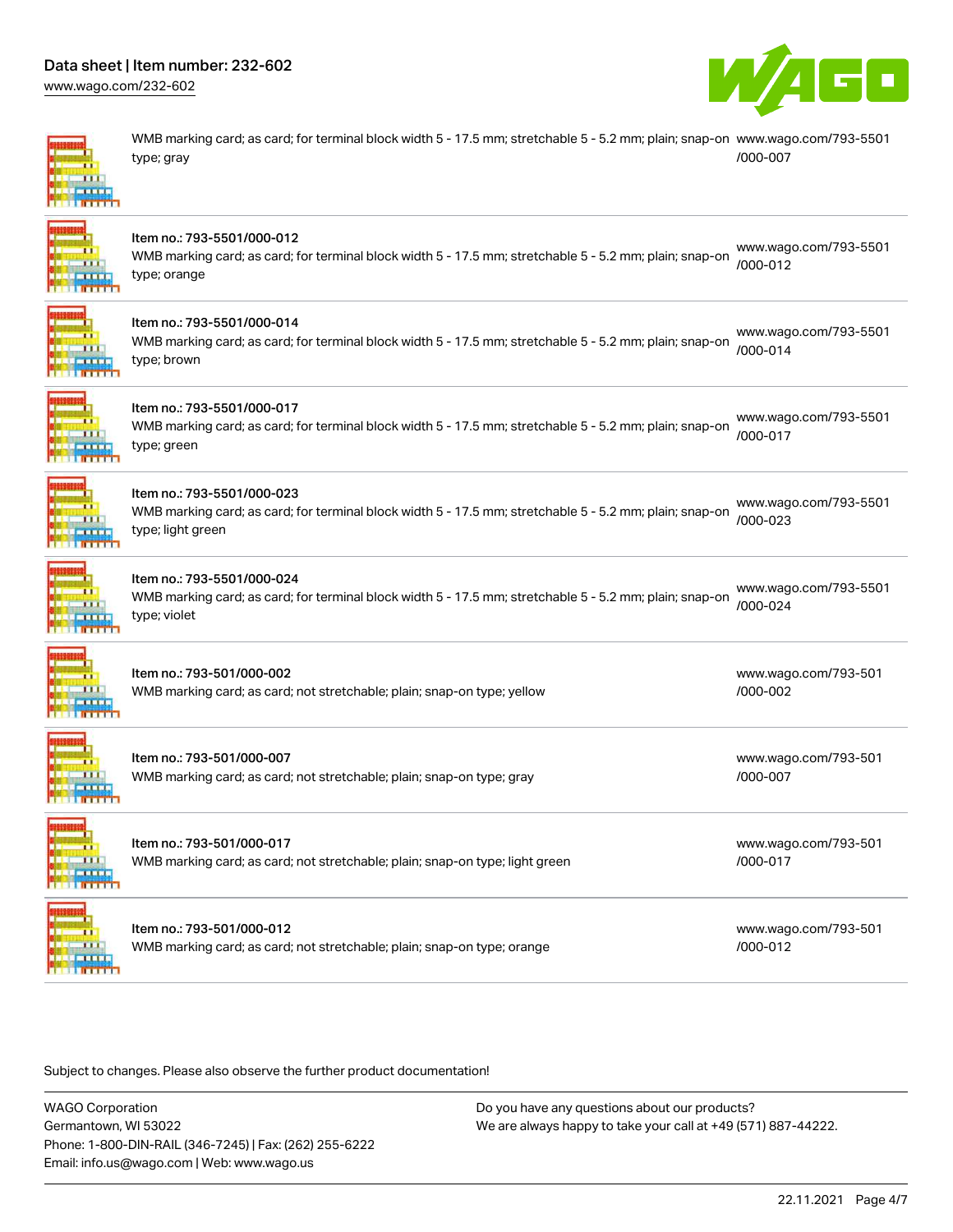| | | |
|---|---|---|
| | WMB marking card; as card; for terminal block width 5 - 17.5 mm; stretchable 5 - 5.2 mm; plain; snap-on type; gray | www.wago.com/793-5501/000-007 |
| | Item no.: 793-5501/000-012<br>WMB marking card; as card; for terminal block width 5 - 17.5 mm; stretchable 5 - 5.2 mm; plain; snap-on type; orange | www.wago.com/793-5501/000-012 |
| | Item no.: 793-5501/000-014<br>WMB marking card; as card; for terminal block width 5 - 17.5 mm; stretchable 5 - 5.2 mm; plain; snap-on type; brown | www.wago.com/793-5501/000-014 |
| | Item no.: 793-5501/000-017<br>WMB marking card; as card; for terminal block width 5 - 17.5 mm; stretchable 5 - 5.2 mm; plain; snap-on type; green | www.wago.com/793-5501/000-017 |
| | Item no.: 793-5501/000-023<br>WMB marking card; as card; for terminal block width 5 - 17.5 mm; stretchable 5 - 5.2 mm; plain; snap-on type; light green | www.wago.com/793-5501/000-023 |
| | Item no.: 793-5501/000-024<br>WMB marking card; as card; for terminal block width 5 - 17.5 mm; stretchable 5 - 5.2 mm; plain; snap-on type; violet | www.wago.com/793-5501/000-024 |
| | Item no.: 793-501/000-002<br>WMB marking card; as card; not stretchable; plain; snap-on type; yellow | www.wago.com/793-501/000-002 |
| | Item no.: 793-501/000-007<br>WMB marking card; as card; not stretchable; plain; snap-on type; gray | www.wago.com/793-501/000-007 |
| | Item no.: 793-501/000-017<br>WMB marking card; as card; not stretchable; plain; snap-on type; light green | www.wago.com/793-501/000-017 |
| | Item no.: 793-501/000-012<br>WMB marking card; as card; not stretchable; plain; snap-on type; orange | www.wago.com/793-501/000-012 |

Subject to changes. Please also observe the further product documentation!

WAGO Corporation
Germantown, WI 53022
Phone: 1-800-DIN-RAIL (346-7245) | Fax: (262) 255-6222
Email: info.us@wago.com | Web: www.wago.us

Do you have any questions about our products?
We are always happy to take your call at +49 (571) 887-44222.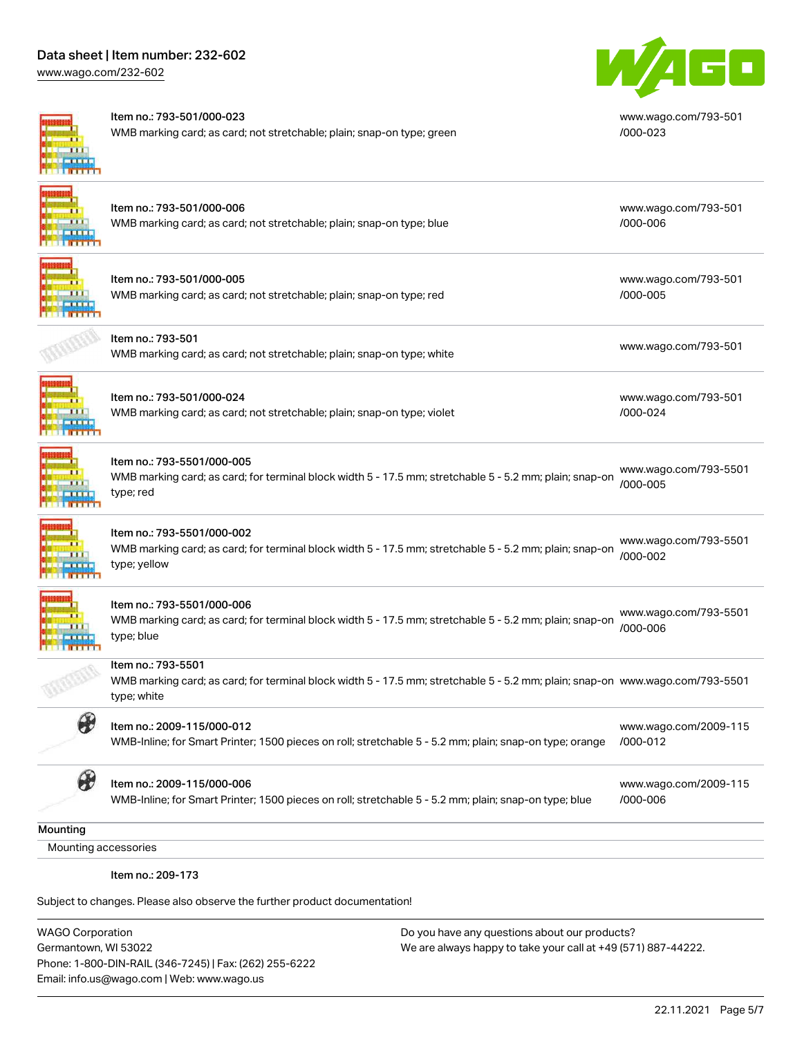| Item | URL |
|---|---|
| Item no.: 793-501/000-023<br>WMB marking card; as card; not stretchable; plain; snap-on type; green | www.wago.com/793-501/000-023 |
| Item no.: 793-501/000-006<br>WMB marking card; as card; not stretchable; plain; snap-on type; blue | www.wago.com/793-501/000-006 |
| Item no.: 793-501/000-005<br>WMB marking card; as card; not stretchable; plain; snap-on type; red | www.wago.com/793-501/000-005 |
| Item no.: 793-501<br>WMB marking card; as card; not stretchable; plain; snap-on type; white | www.wago.com/793-501 |
| Item no.: 793-501/000-024<br>WMB marking card; as card; not stretchable; plain; snap-on type; violet | www.wago.com/793-501/000-024 |
| Item no.: 793-5501/000-005<br>WMB marking card; as card; for terminal block width 5 - 17.5 mm; stretchable 5 - 5.2 mm; plain; snap-on type; red | www.wago.com/793-5501/000-005 |
| Item no.: 793-5501/000-002<br>WMB marking card; as card; for terminal block width 5 - 17.5 mm; stretchable 5 - 5.2 mm; plain; snap-on type; yellow | www.wago.com/793-5501/000-002 |
| Item no.: 793-5501/000-006<br>WMB marking card; as card; for terminal block width 5 - 17.5 mm; stretchable 5 - 5.2 mm; plain; snap-on type; blue | www.wago.com/793-5501/000-006 |
| Item no.: 793-5501<br>WMB marking card; as card; for terminal block width 5 - 17.5 mm; stretchable 5 - 5.2 mm; plain; snap-on type; white | www.wago.com/793-5501 |
| Item no.: 2009-115/000-012<br>WMB-Inline; for Smart Printer; 1500 pieces on roll; stretchable 5 - 5.2 mm; plain; snap-on type; orange | www.wago.com/2009-115/000-012 |
| Item no.: 2009-115/000-006<br>WMB-Inline; for Smart Printer; 1500 pieces on roll; stretchable 5 - 5.2 mm; plain; snap-on type; blue | www.wago.com/2009-115/000-006 |

## Mounting

Mounting accessories

Item no.: 209-173

Subject to changes. Please also observe the further product documentation!

WAGO Corporation
Germantown, WI 53022
Phone: 1-800-DIN-RAIL (346-7245) | Fax: (262) 255-6222
Email: info.us@wago.com | Web: www.wago.us

Do you have any questions about our products?
We are always happy to take your call at +49 (571) 887-44222.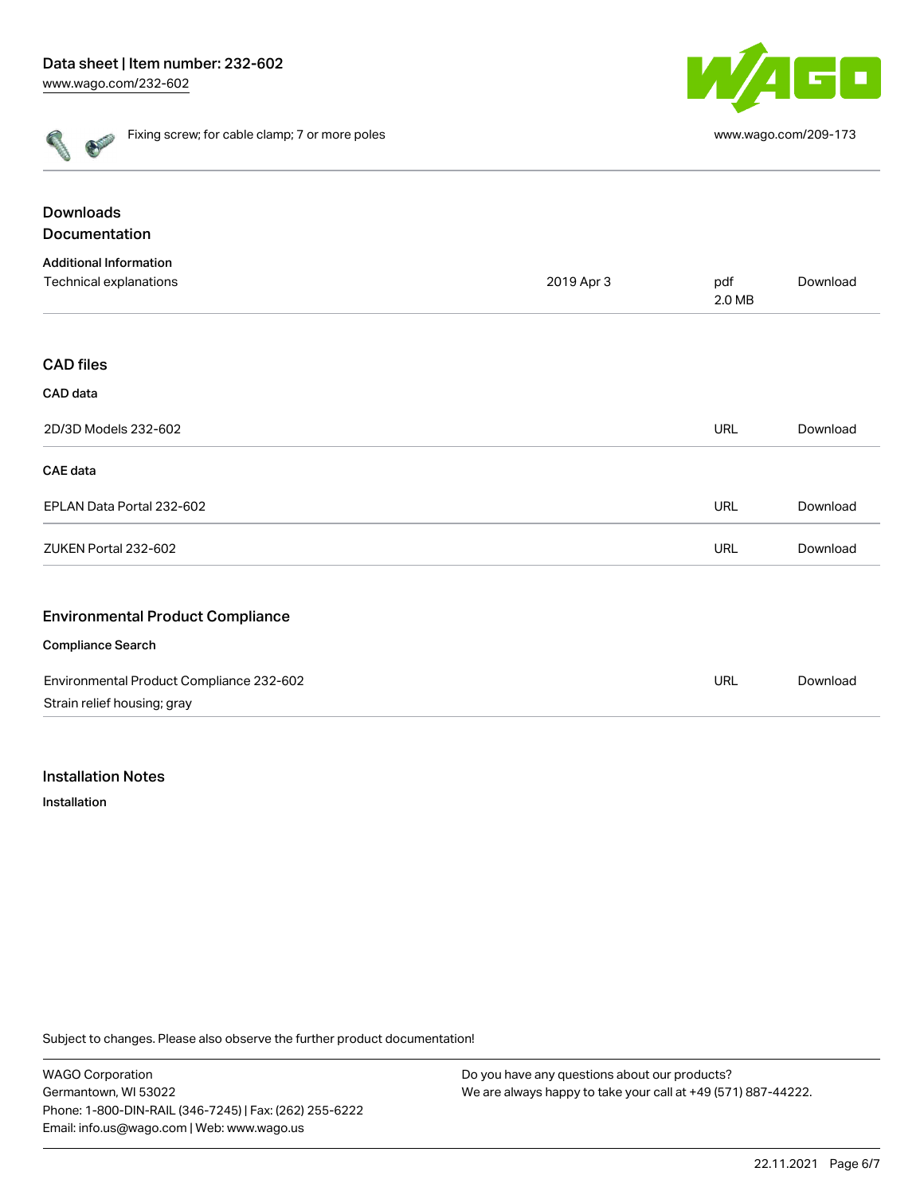Fixing screw; for cable clamp; 7 or more poles — www.wago.com/209-173

## Downloads

### Documentation

**Additional Information**

| | | | |
|---|---|---|---|
| Technical explanations | 2019 Apr 3 | pdf 2.0 MB | Download |

### CAD files

**CAD data**

| | | |
|---|---|---|
| 2D/3D Models 232-602 | URL | Download |

**CAE data**

| | | |
|---|---|---|
| EPLAN Data Portal 232-602 | URL | Download |
| ZUKEN Portal 232-602 | URL | Download |

### Environmental Product Compliance

**Compliance Search**

| | | |
|---|---|---|
| Environmental Product Compliance 232-602<br>Strain relief housing; gray | URL | Download |

## Installation Notes

**Installation**

Subject to changes. Please also observe the further product documentation!

WAGO Corporation
Germantown, WI 53022
Phone: 1-800-DIN-RAIL (346-7245) | Fax: (262) 255-6222
Email: info.us@wago.com | Web: www.wago.us

Do you have any questions about our products?
We are always happy to take your call at +49 (571) 887-44222.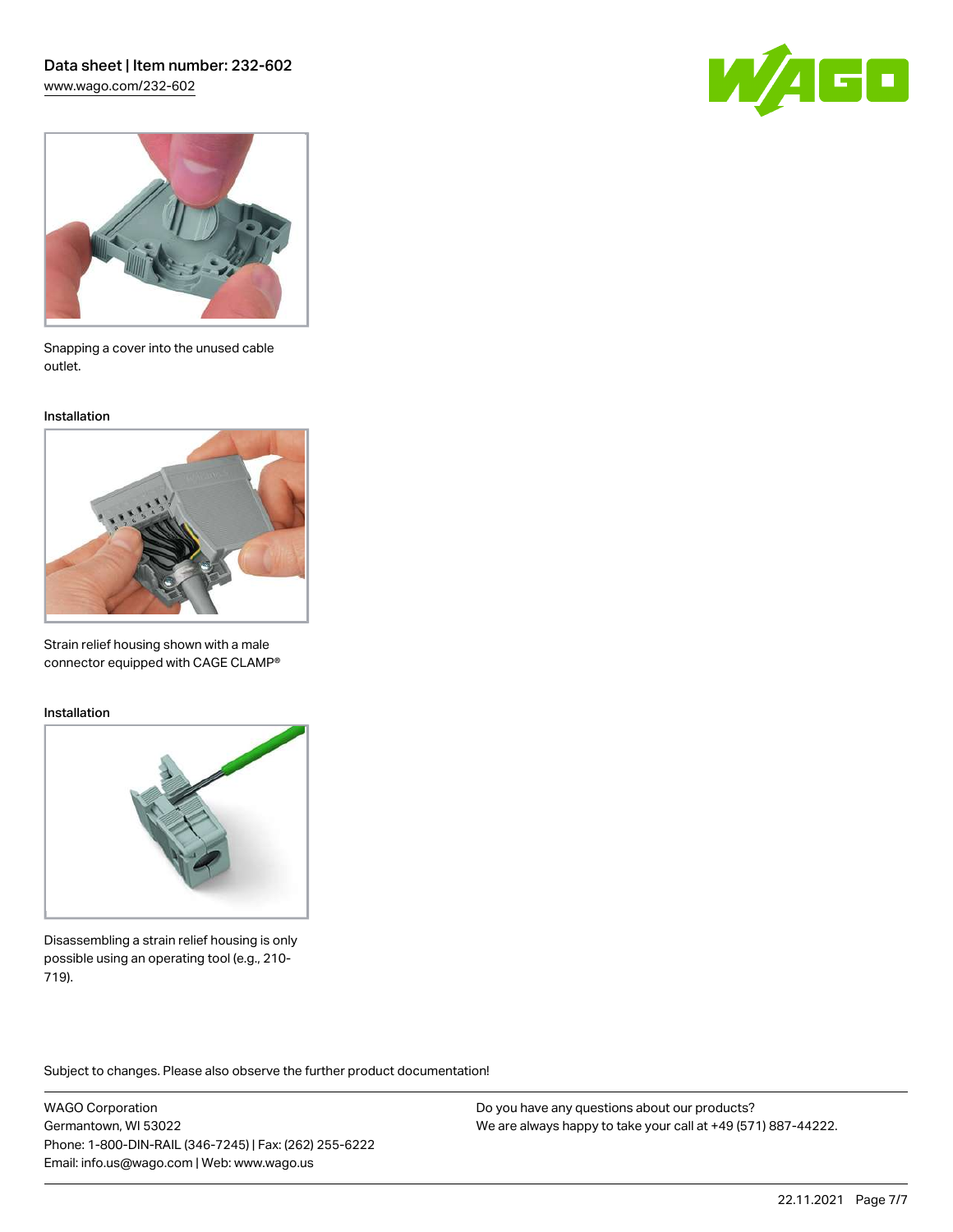Snapping a cover into the unused cable outlet.

Installation

Strain relief housing shown with a male connector equipped with CAGE CLAMP®

Installation

Disassembling a strain relief housing is only possible using an operating tool (e.g., 210-719).

Subject to changes. Please also observe the further product documentation!

WAGO Corporation
Germantown, WI 53022
Phone: 1-800-DIN-RAIL (346-7245) | Fax: (262) 255-6222
Email: info.us@wago.com | Web: www.wago.us

Do you have any questions about our products?
We are always happy to take your call at +49 (571) 887-44222.